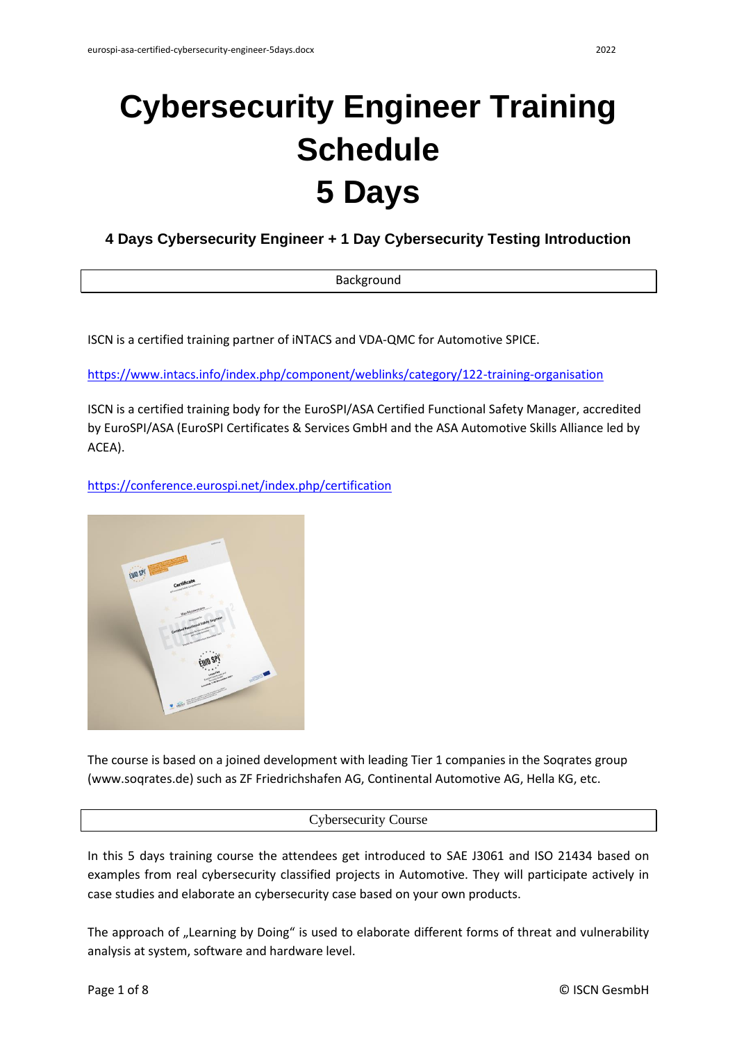# Cybersecurity Engineer Training Schedule 5 Days

### 4 Days Cybersecurity Engineer + 1 Day Cybersecurity Testing Introduction

## Background

ISCN is a certified training partner of iNTACS and VDA-QMC for Automotive SPICE.

https://www.intacs.info/index.php/component/weblinks/category/122-training-organisation

ISCN is a certified training body for the EuroSPI/ASA Certified Functional Safety Manager, accredited by EuroSPI/ASA (EuroSPI Certificates & Services GmbH and the ASA Automotive Skills Alliance led by ACEA).

https://conference.eurospi.net/index.php/certification

The course is based on a joined development with leading Tier 1 companies in the Soqrates group (www.soqrates.de) such as ZF Friedrichshafen AG, Continental Automotive AG, Hella KG, etc.

## Cybersecurity Course

In this 5 days training course the attendees get introduced to SAE J3061 and ISO 21434 based on examples from real cybersecurity classified projects in Automotive. They will participate actively in case studies and elaborate an cybersecurity case based on your own products.

The approach of „Learning by Doing" is used to elaborate different forms of threat and vulnerability analysis at system, software and hardware level.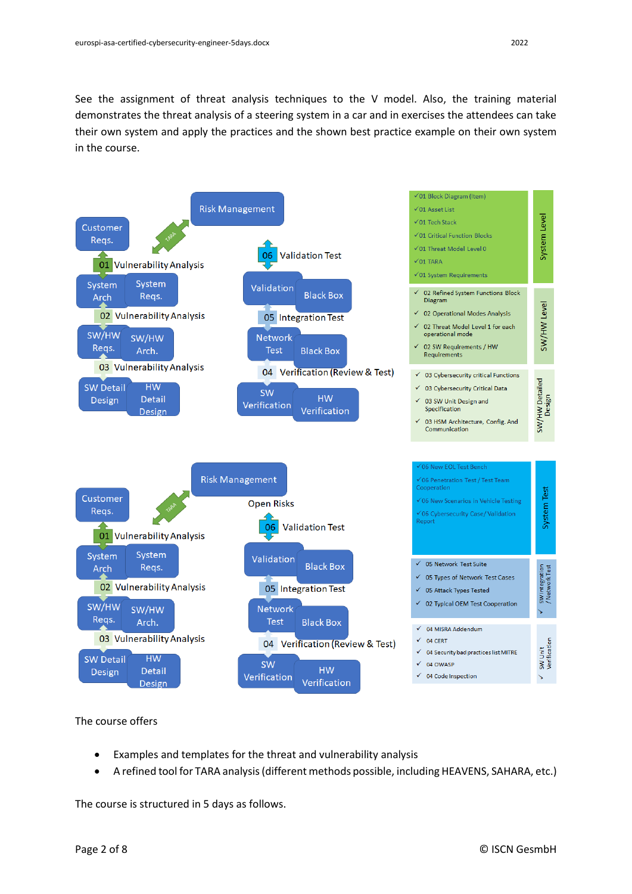See the assignment of threat analysis techniques to the V model. Also, the training material demonstrates the threat analysis of a steering system in a car and in exercises the attendees can take their own system and apply the practices and the shown best practice example on their own system in the course.

Risk Management

Customer Reqs.

TARA

01 Vulnerability Analysis

System Arch | System Reqs.

02 Vulnerability Analysis

SW/HW Reqs. | SW/HW Arch.

03 Vulnerability Analysis

SW Detail Design | HW Detail Design

06 Validation Test

Validation | Black Box

05 Integration Test

Network Test | Black Box

04 Verification (Review & Test)

SW Verification | HW Verification

**System Level**

- ✓01 Block Diagram (Item)
- ✓01 Asset List
- ✓01 Tech Stack
- ✓01 Critical Function Blocks
- ✓01 Threat Model Level 0
- ✓01 TARA
- ✓01 System Requirements

**SW/HW Level**

- ✓ 02 Refined System Functions Block Diagram
- ✓ 02 Operational Modes Analysis
- ✓ 02 Threat Model Level 1 for each operational mode
- ✓ 02 SW Requirements / HW Requirements

**SW/HW Detailed Design**

- ✓ 03 Cybersecurity critical Functions
- ✓ 03 Cybersecurity Critical Data
- ✓ 03 SW Unit Design and Specification
- ✓ 03 HSM Architecture, Config. And Communication

Risk Management

Open Risks

Customer Reqs.

TARA

01 Vulnerability Analysis

System Arch | System Reqs.

02 Vulnerability Analysis

SW/HW Reqs. | SW/HW Arch.

03 Vulnerability Analysis

SW Detail Design | HW Detail Design

06 Validation Test

Validation | Black Box

05 Integration Test

Network Test | Black Box

04 Verification (Review & Test)

SW Verification | HW Verification

**System Test**

- ✓06 New EOL Test Bench
- ✓06 Penetration Test / Test Team Cooperation
- ✓06 New Scenarios in Vehicle Testing
- ✓06 Cybersecurity Case/ Validation Report

**SW Integration / Network Test**

- ✓ 05 Network Test Suite
- ✓ 05 Types of Network Test Cases
- ✓ 05 Attack Types Tested
- ✓ 02 Typical OEM Test Cooperation

**SW Unit Verification**

- ✓ 04 MISRA Addendum
- ✓ 04 CERT
- ✓ 04 Security bad practices list MITRE
- ✓ 04 OWASP
- ✓ 04 Code Inspection

The course offers

- Examples and templates for the threat and vulnerability analysis
- A refined tool for TARA analysis (different methods possible, including HEAVENS, SAHARA, etc.)

The course is structured in 5 days as follows.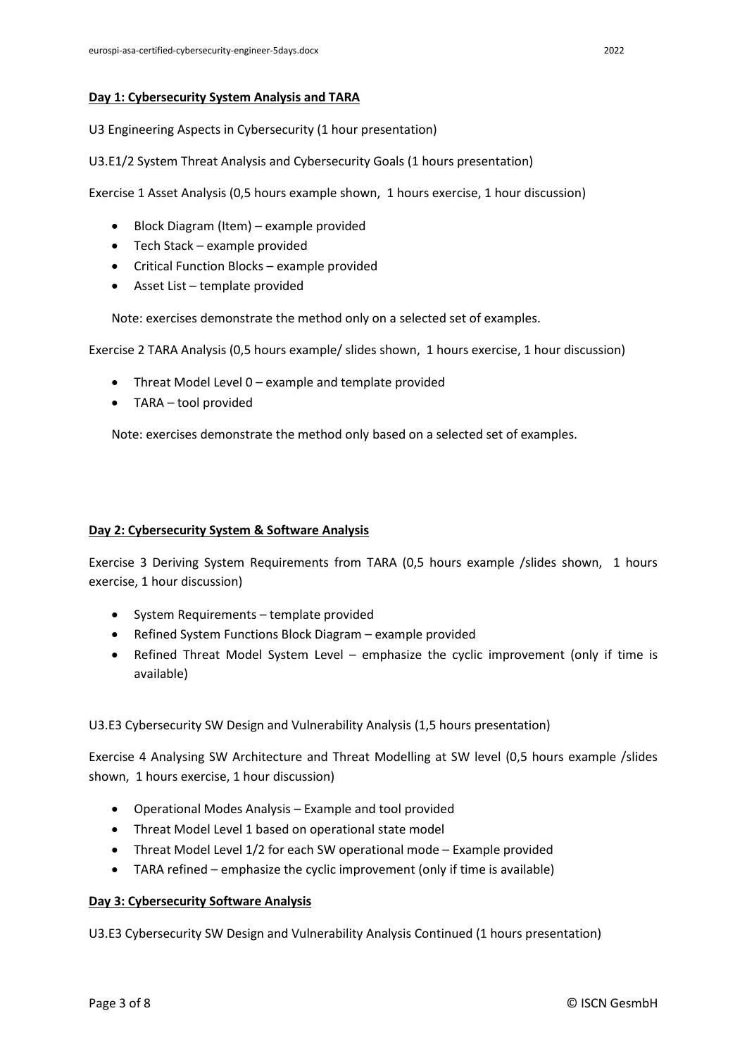**Day 1: Cybersecurity System Analysis and TARA**

U3 Engineering Aspects in Cybersecurity (1 hour presentation)

U3.E1/2 System Threat Analysis and Cybersecurity Goals (1 hours presentation)

Exercise 1 Asset Analysis (0,5 hours example shown, 1 hours exercise, 1 hour discussion)

- Block Diagram (Item) – example provided
- Tech Stack – example provided
- Critical Function Blocks – example provided
- Asset List – template provided

Note: exercises demonstrate the method only on a selected set of examples.

Exercise 2 TARA Analysis (0,5 hours example/ slides shown, 1 hours exercise, 1 hour discussion)

- Threat Model Level 0 – example and template provided
- TARA – tool provided

Note: exercises demonstrate the method only based on a selected set of examples.

**Day 2: Cybersecurity System & Software Analysis**

Exercise 3 Deriving System Requirements from TARA (0,5 hours example /slides shown, 1 hours exercise, 1 hour discussion)

- System Requirements – template provided
- Refined System Functions Block Diagram – example provided
- Refined Threat Model System Level – emphasize the cyclic improvement (only if time is available)

U3.E3 Cybersecurity SW Design and Vulnerability Analysis (1,5 hours presentation)

Exercise 4 Analysing SW Architecture and Threat Modelling at SW level (0,5 hours example /slides shown, 1 hours exercise, 1 hour discussion)

- Operational Modes Analysis – Example and tool provided
- Threat Model Level 1 based on operational state model
- Threat Model Level 1/2 for each SW operational mode – Example provided
- TARA refined – emphasize the cyclic improvement (only if time is available)

**Day 3: Cybersecurity Software Analysis**

U3.E3 Cybersecurity SW Design and Vulnerability Analysis Continued (1 hours presentation)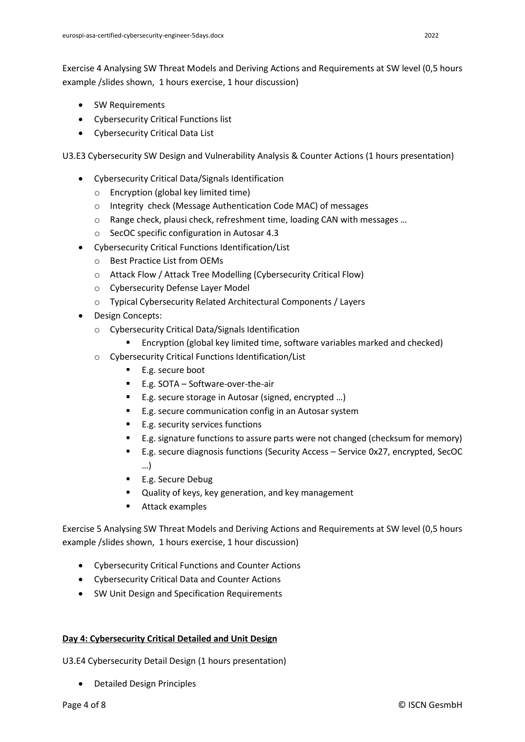Exercise 4 Analysing SW Threat Models and Deriving Actions and Requirements at SW level (0,5 hours example /slides shown, 1 hours exercise, 1 hour discussion)

- SW Requirements
- Cybersecurity Critical Functions list
- Cybersecurity Critical Data List

U3.E3 Cybersecurity SW Design and Vulnerability Analysis & Counter Actions (1 hours presentation)

- Cybersecurity Critical Data/Signals Identification
  - Encryption (global key limited time)
  - Integrity check (Message Authentication Code MAC) of messages
  - Range check, plausi check, refreshment time, loading CAN with messages …
  - SecOC specific configuration in Autosar 4.3
- Cybersecurity Critical Functions Identification/List
  - Best Practice List from OEMs
  - Attack Flow / Attack Tree Modelling (Cybersecurity Critical Flow)
  - Cybersecurity Defense Layer Model
  - Typical Cybersecurity Related Architectural Components / Layers
- Design Concepts:
  - Cybersecurity Critical Data/Signals Identification
    - Encryption (global key limited time, software variables marked and checked)
  - Cybersecurity Critical Functions Identification/List
    - E.g. secure boot
    - E.g. SOTA – Software-over-the-air
    - E.g. secure storage in Autosar (signed, encrypted …)
    - E.g. secure communication config in an Autosar system
    - E.g. security services functions
    - E.g. signature functions to assure parts were not changed (checksum for memory)
    - E.g. secure diagnosis functions (Security Access – Service 0x27, encrypted, SecOC …)
    - E.g. Secure Debug
    - Quality of keys, key generation, and key management
    - Attack examples

Exercise 5 Analysing SW Threat Models and Deriving Actions and Requirements at SW level (0,5 hours example /slides shown, 1 hours exercise, 1 hour discussion)

- Cybersecurity Critical Functions and Counter Actions
- Cybersecurity Critical Data and Counter Actions
- SW Unit Design and Specification Requirements

**Day 4: Cybersecurity Critical Detailed and Unit Design**

U3.E4 Cybersecurity Detail Design (1 hours presentation)

- Detailed Design Principles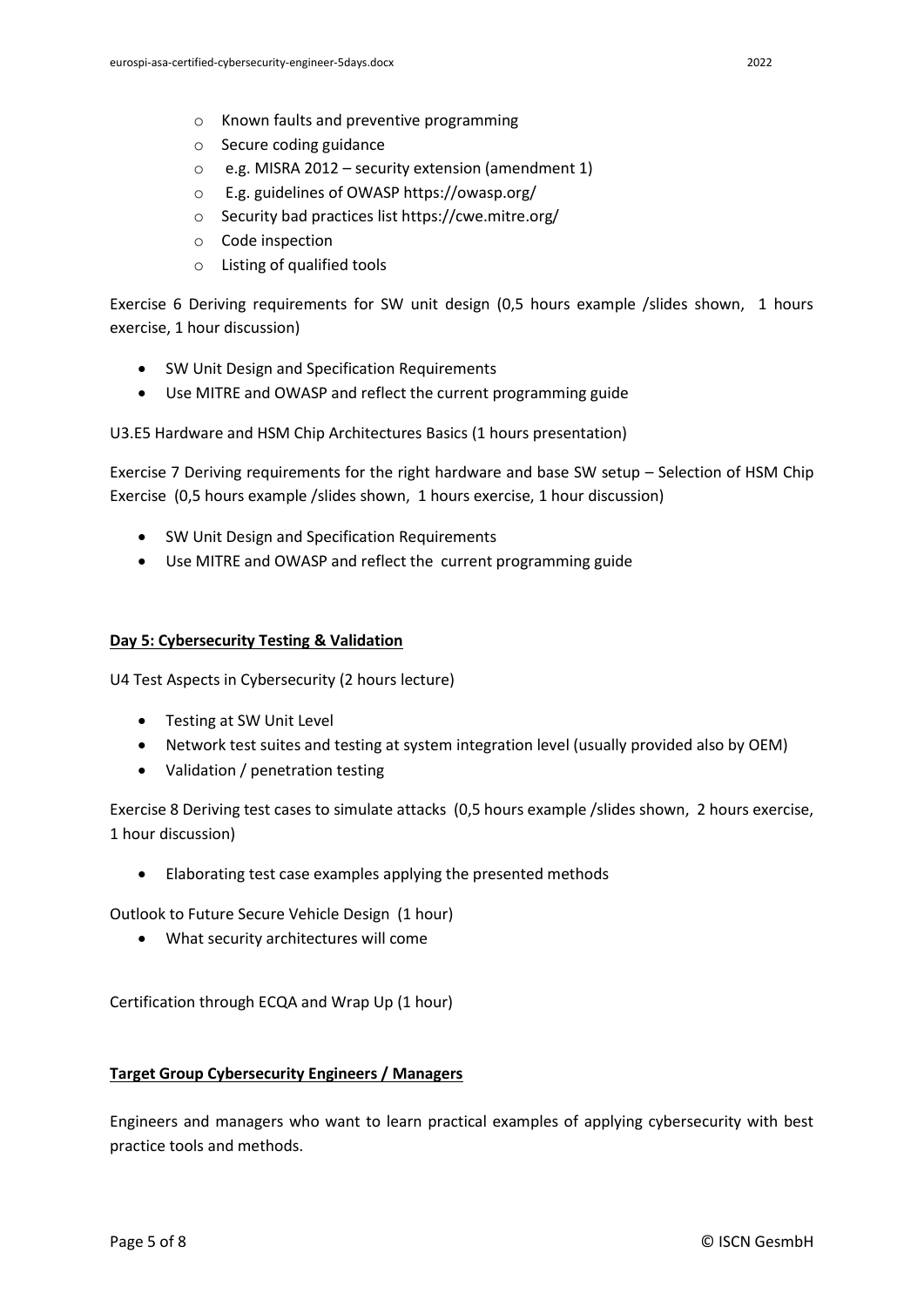- Known faults and preventive programming
- Secure coding guidance
- e.g. MISRA 2012 – security extension (amendment 1)
- E.g. guidelines of OWASP https://owasp.org/
- Security bad practices list https://cwe.mitre.org/
- Code inspection
- Listing of qualified tools

Exercise 6 Deriving requirements for SW unit design (0,5 hours example /slides shown, 1 hours exercise, 1 hour discussion)

- SW Unit Design and Specification Requirements
- Use MITRE and OWASP and reflect the current programming guide

U3.E5 Hardware and HSM Chip Architectures Basics (1 hours presentation)

Exercise 7 Deriving requirements for the right hardware and base SW setup – Selection of HSM Chip Exercise (0,5 hours example /slides shown, 1 hours exercise, 1 hour discussion)

- SW Unit Design and Specification Requirements
- Use MITRE and OWASP and reflect the current programming guide

**Day 5: Cybersecurity Testing & Validation**

U4 Test Aspects in Cybersecurity (2 hours lecture)

- Testing at SW Unit Level
- Network test suites and testing at system integration level (usually provided also by OEM)
- Validation / penetration testing

Exercise 8 Deriving test cases to simulate attacks (0,5 hours example /slides shown, 2 hours exercise, 1 hour discussion)

- Elaborating test case examples applying the presented methods

Outlook to Future Secure Vehicle Design (1 hour)

- What security architectures will come

Certification through ECQA and Wrap Up (1 hour)

**Target Group Cybersecurity Engineers / Managers**

Engineers and managers who want to learn practical examples of applying cybersecurity with best practice tools and methods.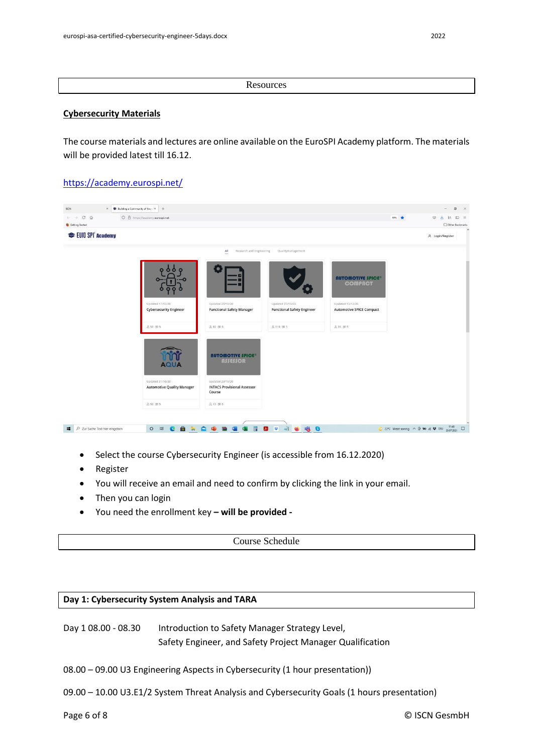Resources

## Cybersecurity Materials

The course materials and lectures are online available on the EuroSPI Academy platform. The materials will be provided latest till 16.12.

[https://academy.eurospi.net/](https://academy.eurospi.net/)

- Select the course Cybersecurity Engineer (is accessible from 16.12.2020)
- Register
- You will receive an email and need to confirm by clicking the link in your email.
- Then you can login
- You need the enrollment key **– will be provided -**

Course Schedule

## Day 1: Cybersecurity System Analysis and TARA

Day 1 08.00 - 08.30 Introduction to Safety Manager Strategy Level, Safety Engineer, and Safety Project Manager Qualification

08.00 – 09.00 U3 Engineering Aspects in Cybersecurity (1 hour presentation))

09.00 – 10.00 U3.E1/2 System Threat Analysis and Cybersecurity Goals (1 hours presentation)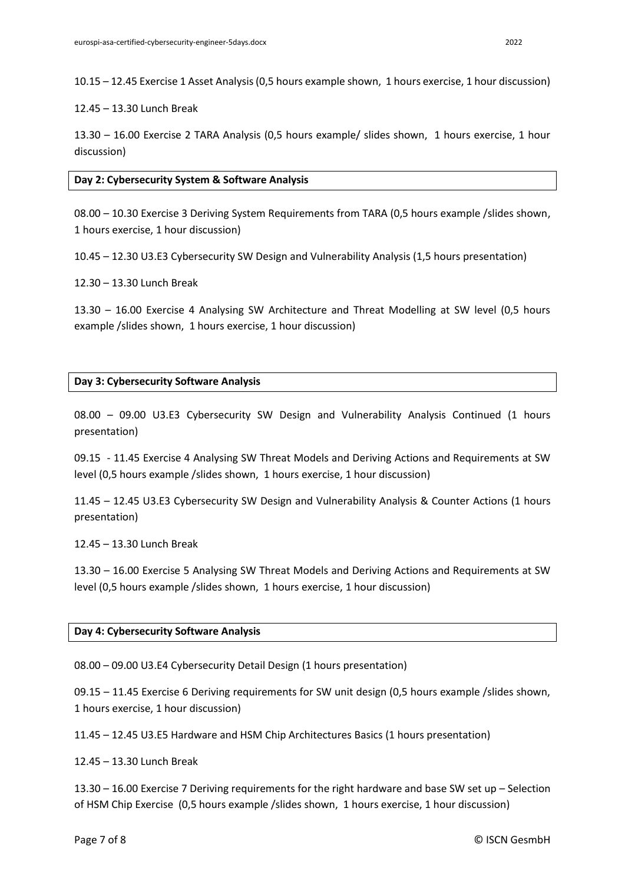10.15 – 12.45 Exercise 1 Asset Analysis (0,5 hours example shown, 1 hours exercise, 1 hour discussion)

12.45 – 13.30 Lunch Break

13.30 – 16.00 Exercise 2 TARA Analysis (0,5 hours example/ slides shown, 1 hours exercise, 1 hour discussion)

**Day 2: Cybersecurity System & Software Analysis**

08.00 – 10.30 Exercise 3 Deriving System Requirements from TARA (0,5 hours example /slides shown, 1 hours exercise, 1 hour discussion)

10.45 – 12.30 U3.E3 Cybersecurity SW Design and Vulnerability Analysis (1,5 hours presentation)

12.30 – 13.30 Lunch Break

13.30 – 16.00 Exercise 4 Analysing SW Architecture and Threat Modelling at SW level (0,5 hours example /slides shown, 1 hours exercise, 1 hour discussion)

**Day 3: Cybersecurity Software Analysis**

08.00 – 09.00 U3.E3 Cybersecurity SW Design and Vulnerability Analysis Continued (1 hours presentation)

09.15 - 11.45 Exercise 4 Analysing SW Threat Models and Deriving Actions and Requirements at SW level (0,5 hours example /slides shown, 1 hours exercise, 1 hour discussion)

11.45 – 12.45 U3.E3 Cybersecurity SW Design and Vulnerability Analysis & Counter Actions (1 hours presentation)

12.45 – 13.30 Lunch Break

13.30 – 16.00 Exercise 5 Analysing SW Threat Models and Deriving Actions and Requirements at SW level (0,5 hours example /slides shown, 1 hours exercise, 1 hour discussion)

**Day 4: Cybersecurity Software Analysis**

08.00 – 09.00 U3.E4 Cybersecurity Detail Design (1 hours presentation)

09.15 – 11.45 Exercise 6 Deriving requirements for SW unit design (0,5 hours example /slides shown, 1 hours exercise, 1 hour discussion)

11.45 – 12.45 U3.E5 Hardware and HSM Chip Architectures Basics (1 hours presentation)

12.45 – 13.30 Lunch Break

13.30 – 16.00 Exercise 7 Deriving requirements for the right hardware and base SW set up – Selection of HSM Chip Exercise (0,5 hours example /slides shown, 1 hours exercise, 1 hour discussion)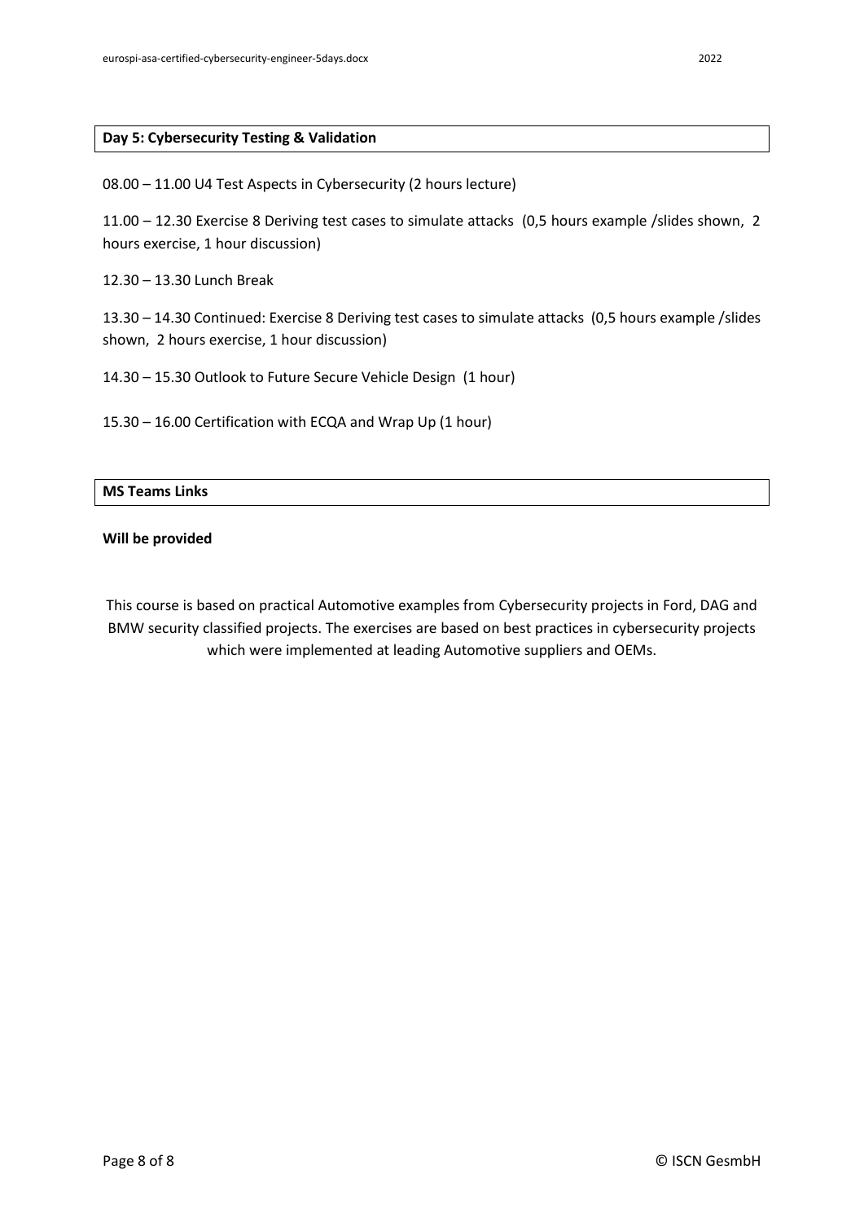**Day 5: Cybersecurity Testing & Validation**

08.00 – 11.00 U4 Test Aspects in Cybersecurity (2 hours lecture)

11.00 – 12.30 Exercise 8 Deriving test cases to simulate attacks (0,5 hours example /slides shown, 2 hours exercise, 1 hour discussion)

12.30 – 13.30 Lunch Break

13.30 – 14.30 Continued: Exercise 8 Deriving test cases to simulate attacks (0,5 hours example /slides shown, 2 hours exercise, 1 hour discussion)

14.30 – 15.30 Outlook to Future Secure Vehicle Design (1 hour)

15.30 – 16.00 Certification with ECQA and Wrap Up (1 hour)

**MS Teams Links**

**Will be provided**

This course is based on practical Automotive examples from Cybersecurity projects in Ford, DAG and BMW security classified projects. The exercises are based on best practices in cybersecurity projects which were implemented at leading Automotive suppliers and OEMs.